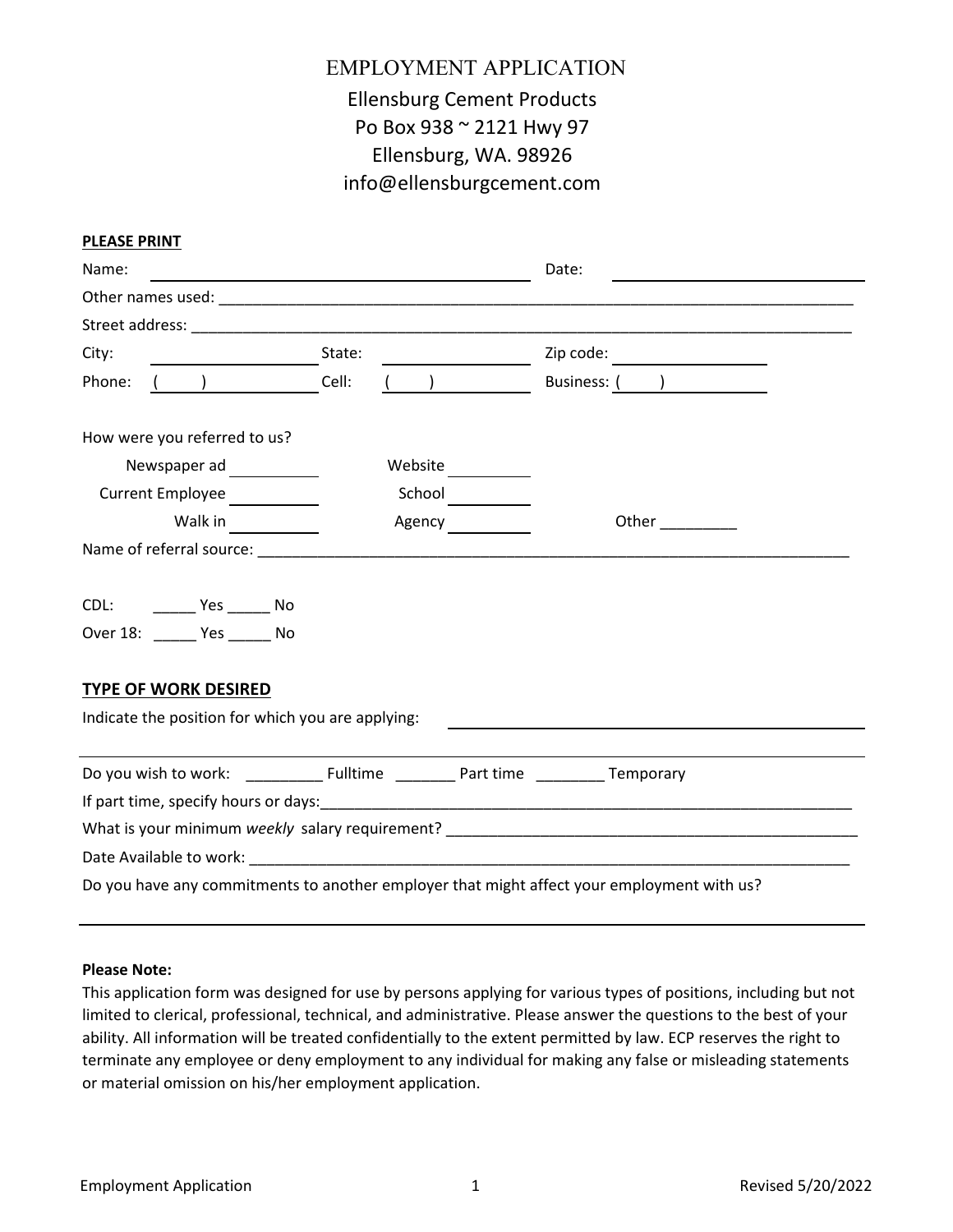# EMPLOYMENT APPLICATION

Ellensburg Cement Products
Po Box 938 ~ 2121 Hwy 97
Ellensburg, WA. 98926
info@ellensburgcement.com

**PLEASE PRINT**

Name: ______________________________ Date: ______________________

Other names used: ______________________________________________

Street address: ________________________________________________

City: ______________ State: ______________ Zip code: ______________

Phone: ( ) ______________ Cell: ( ) ______________ Business: ( ) ______________

How were you referred to us?

Newspaper ad ________ Website ________

Current Employee ________ School ________

Walk in ________ Agency ________ Other ________

Name of referral source: ________________________________________

CDL: _____ Yes _____ No

Over 18: _____ Yes _____ No

**TYPE OF WORK DESIRED**

Indicate the position for which you are applying: ______________________________

Do you wish to work: _________ Fulltime _______ Part time ________ Temporary

If part time, specify hours or days:______________________________________

What is your minimum *weekly* salary requirement? ______________________________

Date Available to work: ________________________________________________

Do you have any commitments to another employer that might affect your employment with us?

______________________________________________________________________

**Please Note:**

This application form was designed for use by persons applying for various types of positions, including but not limited to clerical, professional, technical, and administrative. Please answer the questions to the best of your ability. All information will be treated confidentially to the extent permitted by law. ECP reserves the right to terminate any employee or deny employment to any individual for making any false or misleading statements or material omission on his/her employment application.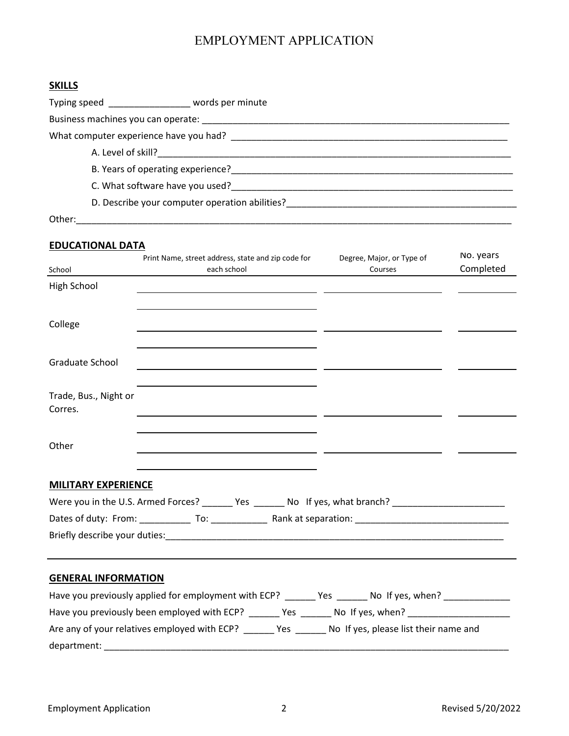# EMPLOYMENT APPLICATION

## SKILLS

Typing speed ________________ words per minute

Business machines you can operate: ________________________________________________________________

What computer experience have you had? ________________________________________________________

A. Level of skill?_________________________________________________________________________

B. Years of operating experience?_____________________________________________________

C. What software have you used?_____________________________________________________

D. Describe your computer operation abilities?______________________________________________

Other:_________________________________________________________________________________

## EDUCATIONAL DATA

| School | Print Name, street address, state and zip code for each school | Degree, Major, or Type of Courses | No. years Completed |
|---|---|---|---|
| High School | | | |
| College | | | |
| Graduate School | | | |
| Trade, Bus., Night or Corres. | | | |
| Other | | | |

## MILITARY EXPERIENCE

Were you in the U.S. Armed Forces? ______ Yes ______ No If yes, what branch? ______________________

Dates of duty: From: __________ To: ___________ Rank at separation: ______________________________

Briefly describe your duties:____________________________________________________________________

## GENERAL INFORMATION

Have you previously applied for employment with ECP? ______ Yes ______ No If yes, when? _____________

Have you previously been employed with ECP? ______ Yes ______ No If yes, when? ____________________

Are any of your relatives employed with ECP? ______ Yes ______ No If yes, please list their name and department: ___________________________________________________________________________

Employment Application | Revised 5/20/2022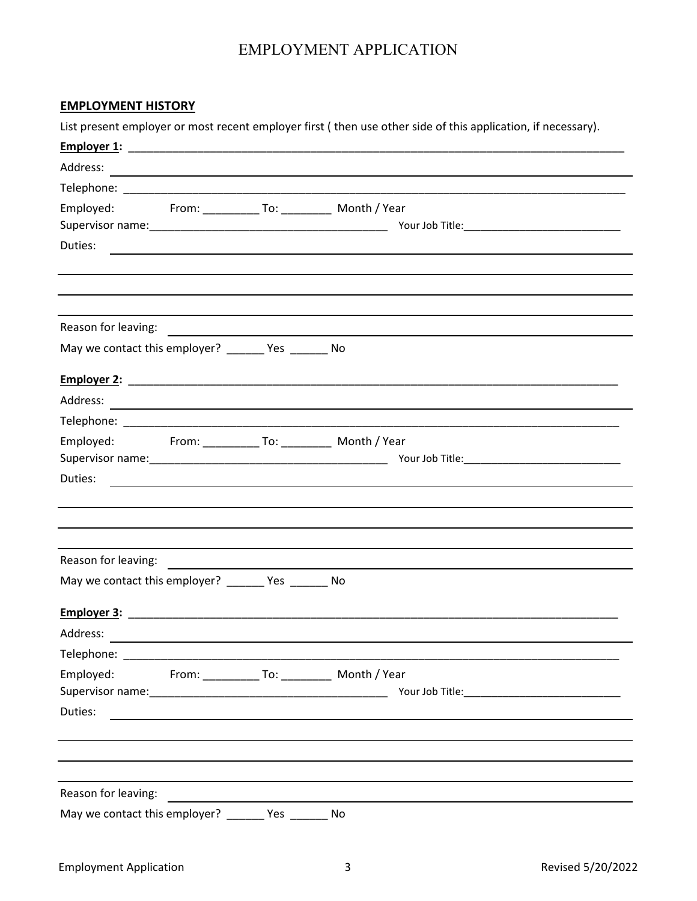# EMPLOYMENT APPLICATION

## EMPLOYMENT HISTORY

List present employer or most recent employer first ( then use other side of this application, if necessary).

**Employer 1:** ______________________________________________________________________________

Address: ______________________________________________________________________________

Telephone: ______________________________________________________________________________

Employed: From: _________ To: ________ Month / Year

Supervisor name:_______________________________________ Your Job Title:___________________________

Duties: ______________________________________________________________________________

______________________________________________________________________________

______________________________________________________________________________

______________________________________________________________________________

Reason for leaving: ______________________________________________________________________________

May we contact this employer? ______ Yes ______ No

**Employer 2:** ______________________________________________________________________________

Address: ______________________________________________________________________________

Telephone: ______________________________________________________________________________

Employed: From: _________ To: ________ Month / Year

Supervisor name:_______________________________________ Your Job Title:___________________________

Duties: ______________________________________________________________________________

______________________________________________________________________________

______________________________________________________________________________

______________________________________________________________________________

Reason for leaving: ______________________________________________________________________________

May we contact this employer? ______ Yes ______ No

**Employer 3:** ______________________________________________________________________________

Address: ______________________________________________________________________________

Telephone: ______________________________________________________________________________

Employed: From: _________ To: ________ Month / Year

Supervisor name:_______________________________________ Your Job Title:___________________________

Duties: ______________________________________________________________________________

______________________________________________________________________________

______________________________________________________________________________

______________________________________________________________________________

Reason for leaving: ______________________________________________________________________________

May we contact this employer? ______ Yes ______ No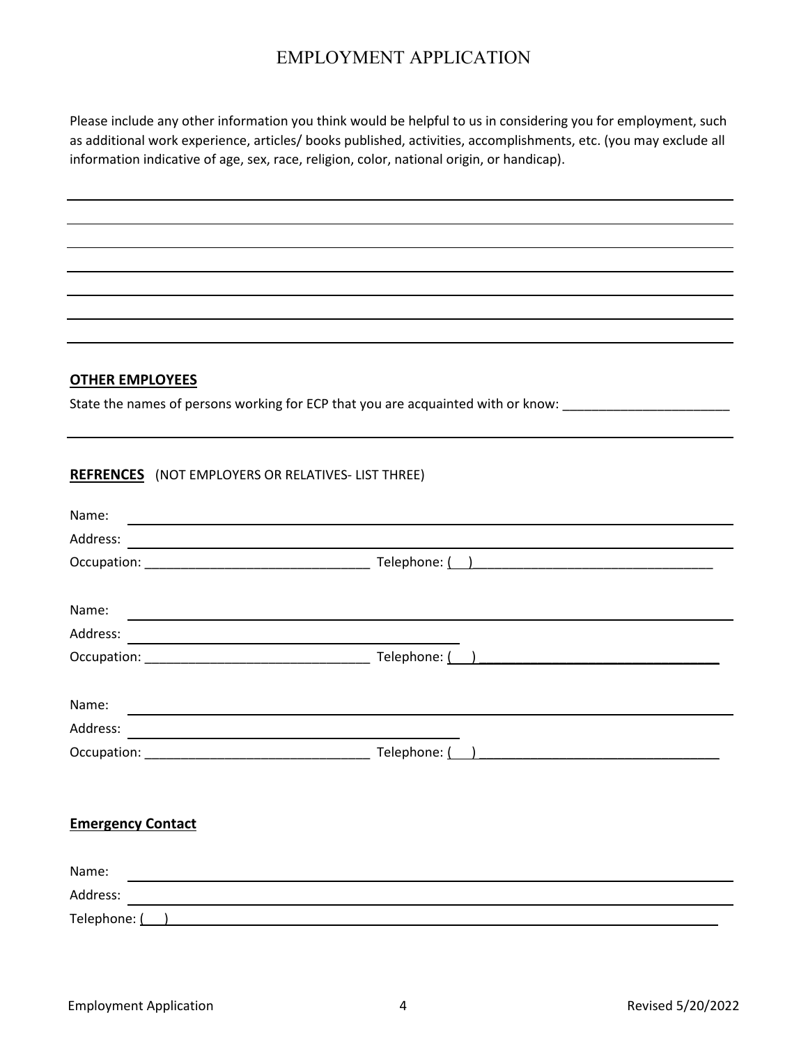# EMPLOYMENT APPLICATION

Please include any other information you think would be helpful to us in considering you for employment, such as additional work experience, articles/ books published, activities, accomplishments, etc. (you may exclude all information indicative of age, sex, race, religion, color, national origin, or handicap).

______________________________________________________________________________

______________________________________________________________________________

______________________________________________________________________________

______________________________________________________________________________

______________________________________________________________________________

______________________________________________________________________________

**OTHER EMPLOYEES**

State the names of persons working for ECP that you are acquainted with or know: _______________________

______________________________________________________________________________

**REFRENCES** (NOT EMPLOYERS OR RELATIVES- LIST THREE)

Name: _______________________________________________________________________

Address: _____________________________________________________________________

Occupation: _______________________________ Telephone: (   )_________________________________

Name: _______________________________________________________________________

Address: _______________________________________

Occupation: _______________________________ Telephone: (   ) _________________________________

Name: _______________________________________________________________________

Address: _______________________________________

Occupation: _______________________________ Telephone: (   ) _________________________________

**Emergency Contact**

Name: _______________________________________________________________________

Address: _____________________________________________________________________

Telephone: (   ) _______________________________________________________________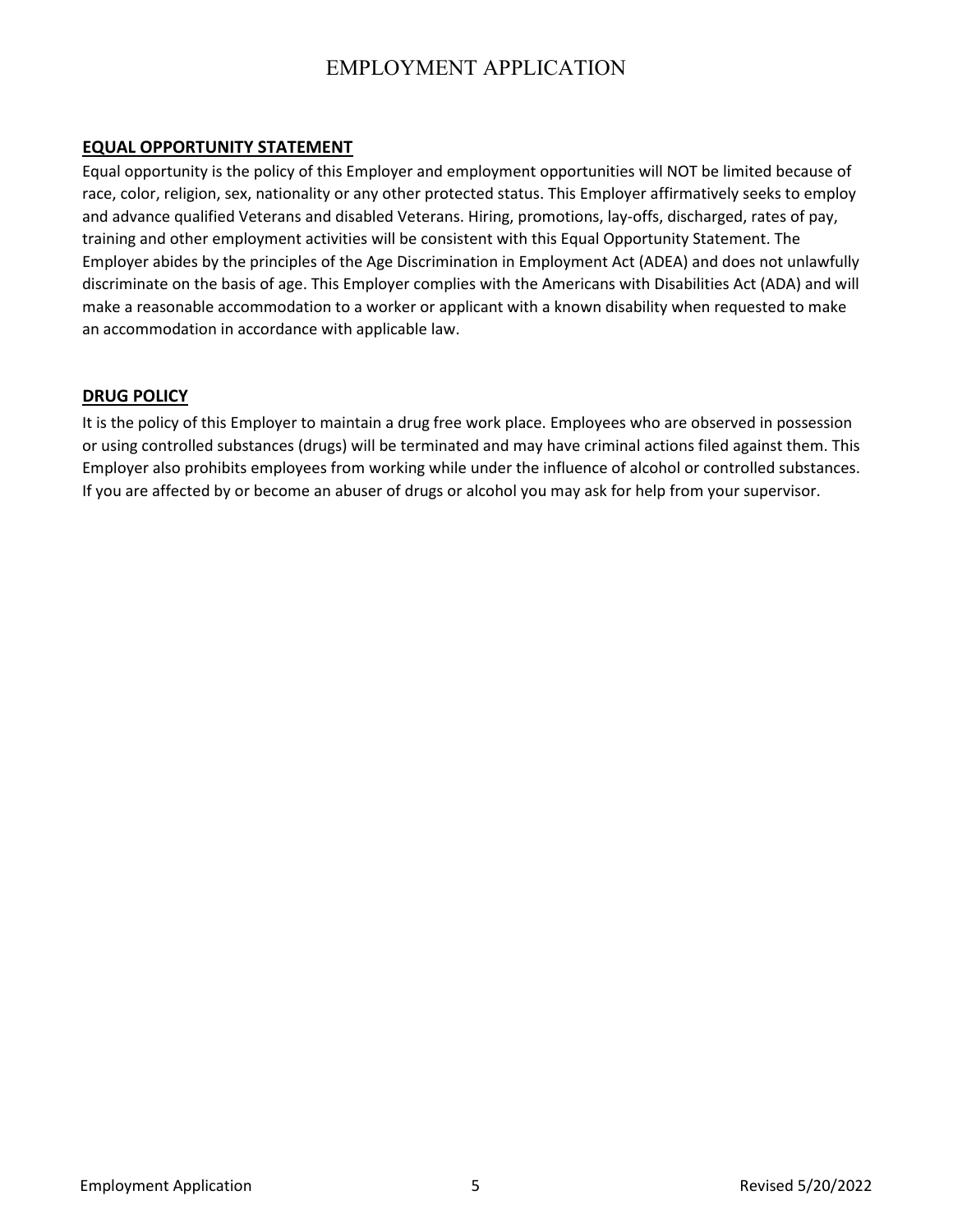# EMPLOYMENT APPLICATION

## EQUAL OPPORTUNITY STATEMENT

Equal opportunity is the policy of this Employer and employment opportunities will NOT be limited because of race, color, religion, sex, nationality or any other protected status. This Employer affirmatively seeks to employ and advance qualified Veterans and disabled Veterans. Hiring, promotions, lay-offs, discharged, rates of pay, training and other employment activities will be consistent with this Equal Opportunity Statement. The Employer abides by the principles of the Age Discrimination in Employment Act (ADEA) and does not unlawfully discriminate on the basis of age. This Employer complies with the Americans with Disabilities Act (ADA) and will make a reasonable accommodation to a worker or applicant with a known disability when requested to make an accommodation in accordance with applicable law.

## DRUG POLICY

It is the policy of this Employer to maintain a drug free work place. Employees who are observed in possession or using controlled substances (drugs) will be terminated and may have criminal actions filed against them. This Employer also prohibits employees from working while under the influence of alcohol or controlled substances. If you are affected by or become an abuser of drugs or alcohol you may ask for help from your supervisor.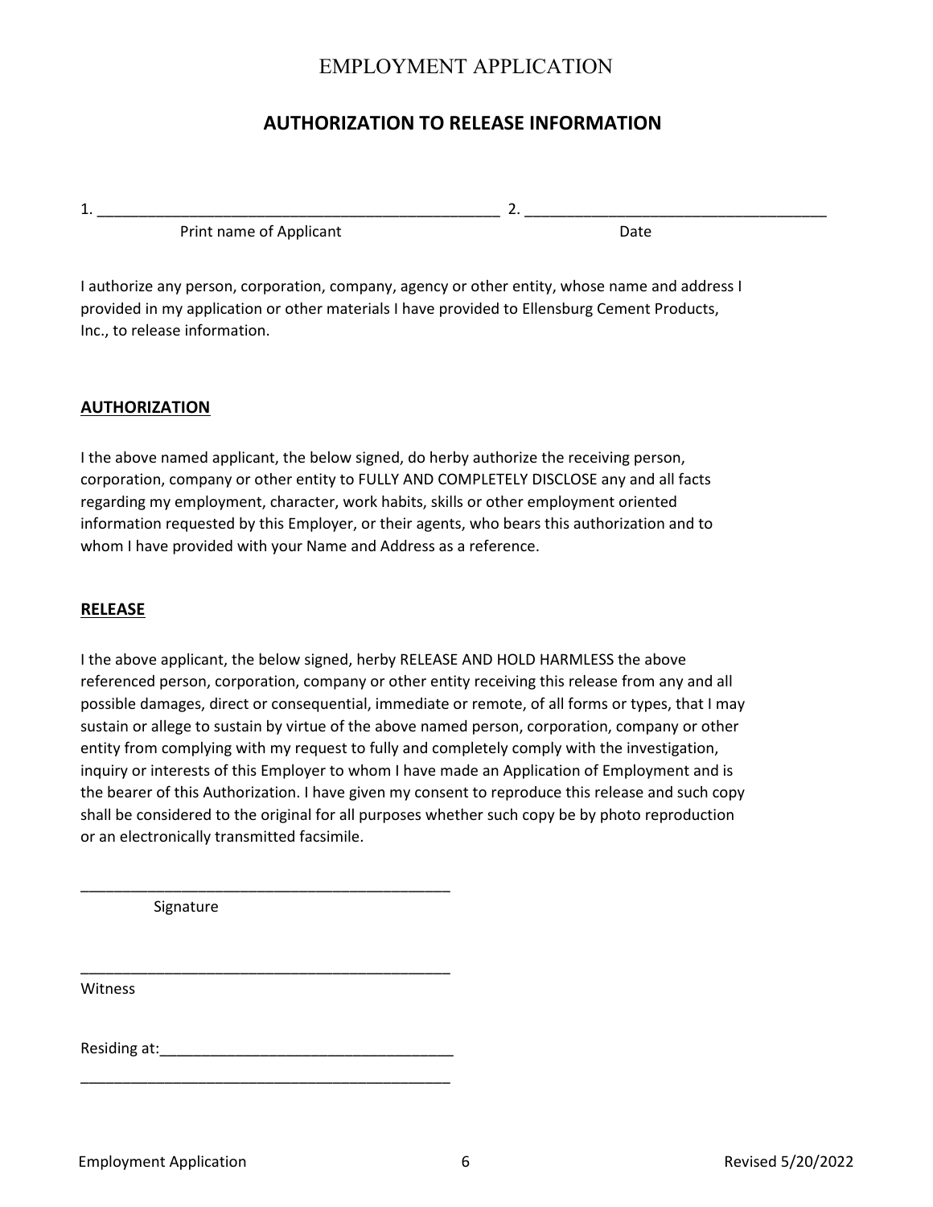# EMPLOYMENT APPLICATION

## AUTHORIZATION TO RELEASE INFORMATION

1. ________________________________________________ 2. ___________________________________

Print name of Applicant | Date

I authorize any person, corporation, company, agency or other entity, whose name and address I provided in my application or other materials I have provided to Ellensburg Cement Products, Inc., to release information.

**AUTHORIZATION**

I the above named applicant, the below signed, do herby authorize the receiving person, corporation, company or other entity to FULLY AND COMPLETELY DISCLOSE any and all facts regarding my employment, character, work habits, skills or other employment oriented information requested by this Employer, or their agents, who bears this authorization and to whom I have provided with your Name and Address as a reference.

**RELEASE**

I the above applicant, the below signed, herby RELEASE AND HOLD HARMLESS the above referenced person, corporation, company or other entity receiving this release from any and all possible damages, direct or consequential, immediate or remote, of all forms or types, that I may sustain or allege to sustain by virtue of the above named person, corporation, company or other entity from complying with my request to fully and completely comply with the investigation, inquiry or interests of this Employer to whom I have made an Application of Employment and is the bearer of this Authorization. I have given my consent to reproduce this release and such copy shall be considered to the original for all purposes whether such copy be by photo reproduction or an electronically transmitted facsimile.

____________________________________________

Signature

____________________________________________

Witness

Residing at:___________________________________

____________________________________________